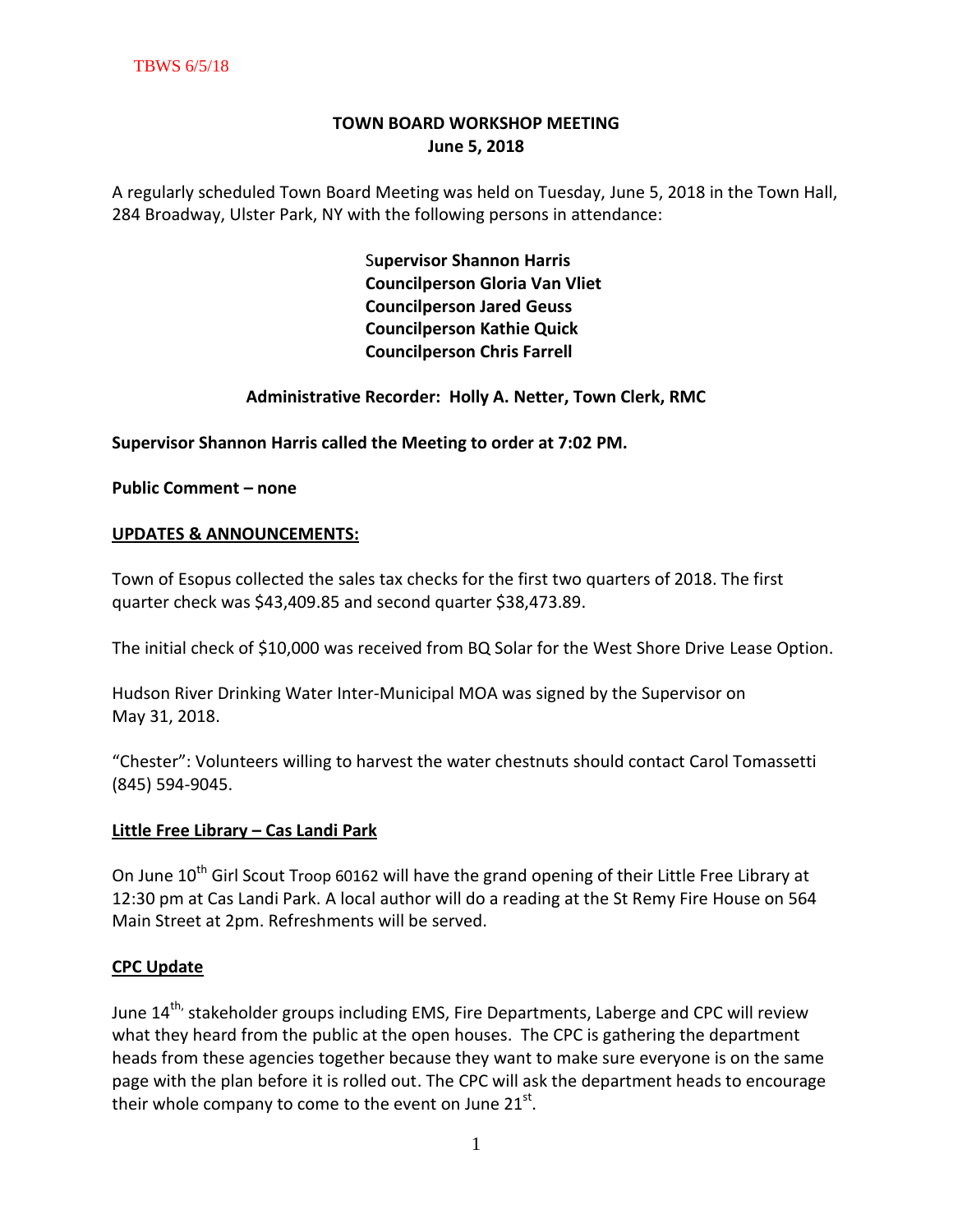# TOWN BOARD WORKSHOP MEETING
## June 5, 2018

A regularly scheduled Town Board Meeting was held on Tuesday, June 5, 2018 in the Town Hall, 284 Broadway, Ulster Park, NY with the following persons in attendance:

**Supervisor Shannon Harris**
**Councilperson Gloria Van Vliet**
**Councilperson Jared Geuss**
**Councilperson Kathie Quick**
**Councilperson Chris Farrell**

**Administrative Recorder: Holly A. Netter, Town Clerk, RMC**

**Supervisor Shannon Harris called the Meeting to order at 7:02 PM.**

**Public Comment – none**

**UPDATES & ANNOUNCEMENTS:**

Town of Esopus collected the sales tax checks for the first two quarters of 2018. The first quarter check was $43,409.85 and second quarter $38,473.89.

The initial check of $10,000 was received from BQ Solar for the West Shore Drive Lease Option.

Hudson River Drinking Water Inter-Municipal MOA was signed by the Supervisor on May 31, 2018.

"Chester": Volunteers willing to harvest the water chestnuts should contact Carol Tomassetti (845) 594-9045.

**Little Free Library – Cas Landi Park**

On June 10th Girl Scout Troop 60162 will have the grand opening of their Little Free Library at 12:30 pm at Cas Landi Park. A local author will do a reading at the St Remy Fire House on 564 Main Street at 2pm. Refreshments will be served.

**CPC Update**

June 14th, stakeholder groups including EMS, Fire Departments, Laberge and CPC will review what they heard from the public at the open houses. The CPC is gathering the department heads from these agencies together because they want to make sure everyone is on the same page with the plan before it is rolled out. The CPC will ask the department heads to encourage their whole company to come to the event on June 21st.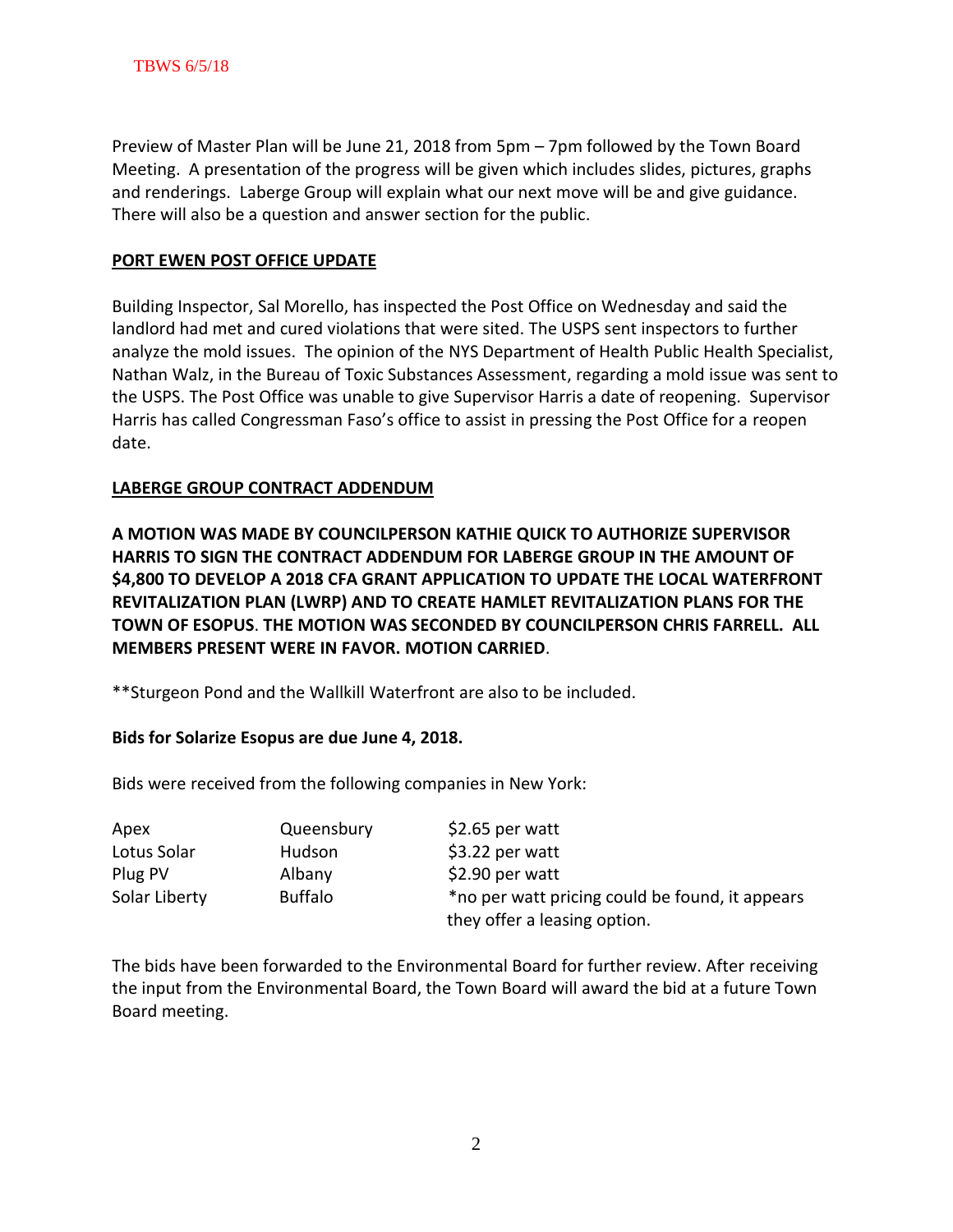Preview of Master Plan will be June 21, 2018 from 5pm – 7pm followed by the Town Board Meeting. A presentation of the progress will be given which includes slides, pictures, graphs and renderings. Laberge Group will explain what our next move will be and give guidance. There will also be a question and answer section for the public.

**PORT EWEN POST OFFICE UPDATE**

Building Inspector, Sal Morello, has inspected the Post Office on Wednesday and said the landlord had met and cured violations that were sited. The USPS sent inspectors to further analyze the mold issues. The opinion of the NYS Department of Health Public Health Specialist, Nathan Walz, in the Bureau of Toxic Substances Assessment, regarding a mold issue was sent to the USPS. The Post Office was unable to give Supervisor Harris a date of reopening. Supervisor Harris has called Congressman Faso's office to assist in pressing the Post Office for a reopen date.

**LABERGE GROUP CONTRACT ADDENDUM**

**A MOTION WAS MADE BY COUNCILPERSON KATHIE QUICK TO AUTHORIZE SUPERVISOR HARRIS TO SIGN THE CONTRACT ADDENDUM FOR LABERGE GROUP IN THE AMOUNT OF $4,800 TO DEVELOP A 2018 CFA GRANT APPLICATION TO UPDATE THE LOCAL WATERFRONT REVITALIZATION PLAN (LWRP) AND TO CREATE HAMLET REVITALIZATION PLANS FOR THE TOWN OF ESOPUS. THE MOTION WAS SECONDED BY COUNCILPERSON CHRIS FARRELL. ALL MEMBERS PRESENT WERE IN FAVOR. MOTION CARRIED.**

**Sturgeon Pond and the Wallkill Waterfront are also to be included.

**Bids for Solarize Esopus are due June 4, 2018.**

Bids were received from the following companies in New York:

| | | |
|---|---|---|
| Apex | Queensbury | $2.65 per watt |
| Lotus Solar | Hudson | $3.22 per watt |
| Plug PV | Albany | $2.90 per watt |
| Solar Liberty | Buffalo | *no per watt pricing could be found, it appears they offer a leasing option. |

The bids have been forwarded to the Environmental Board for further review. After receiving the input from the Environmental Board, the Town Board will award the bid at a future Town Board meeting.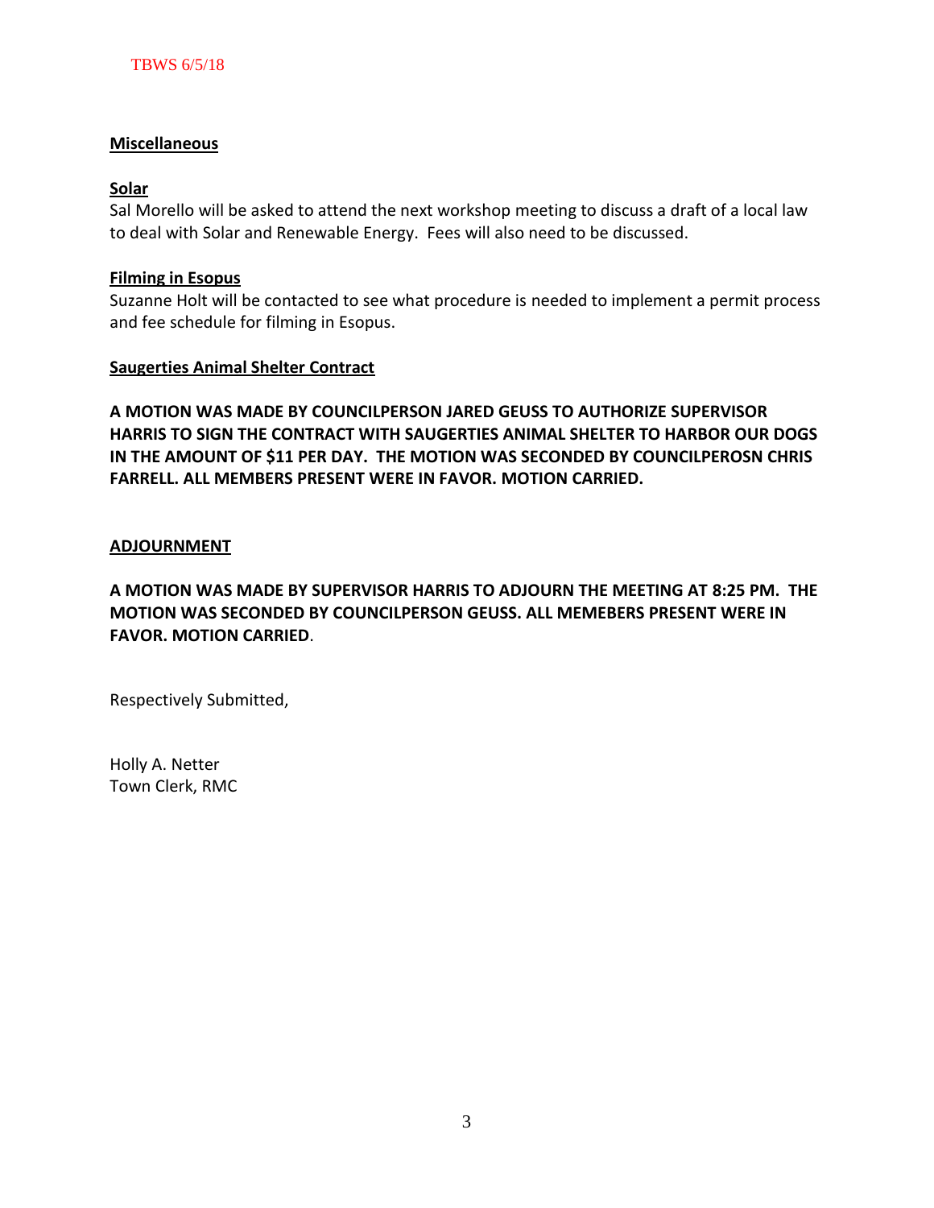**Miscellaneous**

**Solar**

Sal Morello will be asked to attend the next workshop meeting to discuss a draft of a local law to deal with Solar and Renewable Energy. Fees will also need to be discussed.

**Filming in Esopus**

Suzanne Holt will be contacted to see what procedure is needed to implement a permit process and fee schedule for filming in Esopus.

**Saugerties Animal Shelter Contract**

**A MOTION WAS MADE BY COUNCILPERSON JARED GEUSS TO AUTHORIZE SUPERVISOR HARRIS TO SIGN THE CONTRACT WITH SAUGERTIES ANIMAL SHELTER TO HARBOR OUR DOGS IN THE AMOUNT OF $11 PER DAY. THE MOTION WAS SECONDED BY COUNCILPEROSN CHRIS FARRELL. ALL MEMBERS PRESENT WERE IN FAVOR. MOTION CARRIED.**

**ADJOURNMENT**

**A MOTION WAS MADE BY SUPERVISOR HARRIS TO ADJOURN THE MEETING AT 8:25 PM. THE MOTION WAS SECONDED BY COUNCILPERSON GEUSS. ALL MEMEBERS PRESENT WERE IN FAVOR. MOTION CARRIED**.

Respectively Submitted,

Holly A. Netter
Town Clerk, RMC